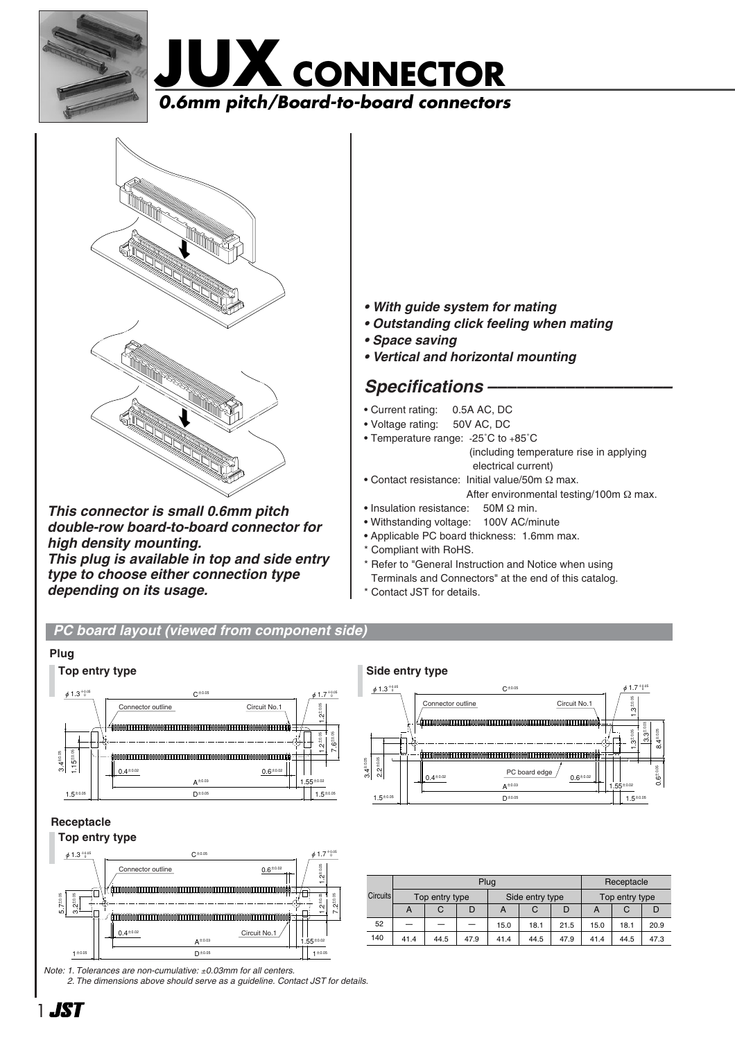# JUX CONNECTOR

## *0.6mm pitch/Board-to-board connectors*

***This connector is small 0.6mm pitch double-row board-to-board connector for high density mounting.***
***This plug is available in top and side entry type to choose either connection type depending on its usage.***

- ***With guide system for mating***
- ***Outstanding click feeling when mating***
- ***Space saving***
- ***Vertical and horizontal mounting***

## *Specifications*

- Current rating: 0.5A AC, DC
- Voltage rating: 50V AC, DC
- Temperature range: -25˚C to +85˚C (including temperature rise in applying electrical current)
- Contact resistance: Initial value/50m Ω max. After environmental testing/100m Ω max.
- Insulation resistance: 50M Ω min.
- Withstanding voltage: 100V AC/minute
- Applicable PC board thickness: 1.6mm max.

\* Compliant with RoHS.
\* Refer to "General Instruction and Notice when using Terminals and Connectors" at the end of this catalog.
\* Contact JST for details.

## *PC board layout (viewed from component side)*

### Plug

#### Top entry type

#### Side entry type

### Receptacle

#### Top entry type

| Circuits | Plug | | | | | | Receptacle | | |
|---|---|---|---|---|---|---|---|---|---|
| | Top entry type | | | Side entry type | | | Top entry type | | |
| | A | C | D | A | C | D | A | C | D |
| 52 | — | — | — | 15.0 | 18.1 | 21.5 | 15.0 | 18.1 | 20.9 |
| 140 | 41.4 | 44.5 | 47.9 | 41.4 | 44.5 | 47.9 | 41.4 | 44.5 | 47.3 |

*Note: 1. Tolerances are non-cumulative: ±0.03mm for all centers.*
*2. The dimensions above should serve as a guideline. Contact JST for details.*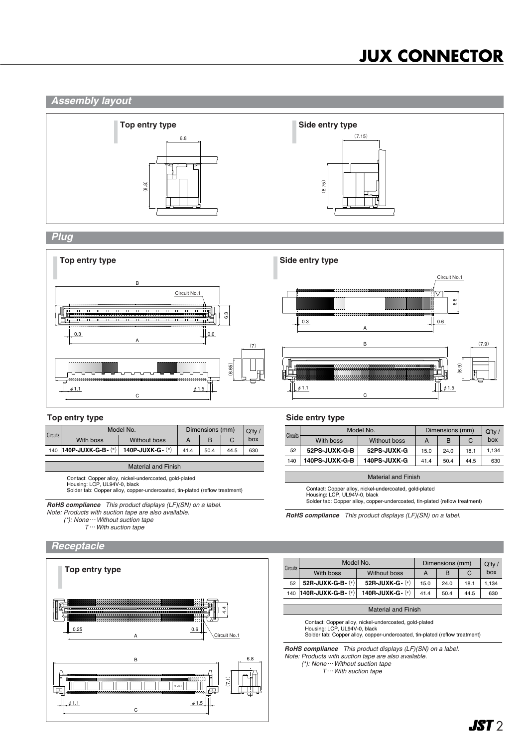# JUX CONNECTOR

## Assembly layout

**Top entry type**

6.8

(8.8)

**Side entry type**

(7.15)

(8.75)

## Plug

**Top entry type**

B

Circuit No.1

6.3

0.3

0.6

A

(7)

(6.65)

φ1.1

φ1.5

C

**Side entry type**

Circuit No.1

6.6

0.3

0.6

A

B

(7.9)

(6.9)

φ1.1

φ1.5

C

### Top entry type

| Circuits | Model No. | | Dimensions (mm) | | | Q'ty / box |
|---|---|---|---|---|---|---|
| | With boss | Without boss | A | B | C | |
| 140 | **140P-JUXK-G-B-** (*) | **140P-JUXK-G-** (*) | 41.4 | 50.4 | 44.5 | 630 |

**Material and Finish**

Contact: Copper alloy, nickel-undercoated, gold-plated
Housing: LCP, UL94V-0, black
Solder tab: Copper alloy, copper-undercoated, tin-plated (reflow treatment)

***RoHS compliance*** *This product displays (LF)(SN) on a label.*
*Note: Products with suction tape are also available.*
*(*): None ··· Without suction tape*
*T ··· With suction tape*

### Side entry type

| Circuits | Model No. | | Dimensions (mm) | | | Q'ty / box |
|---|---|---|---|---|---|---|
| | With boss | Without boss | A | B | C | |
| 52 | **52PS-JUXK-G-B** | **52PS-JUXK-G** | 15.0 | 24.0 | 18.1 | 1,134 |
| 140 | **140PS-JUXK-G-B** | **140PS-JUXK-G** | 41.4 | 50.4 | 44.5 | 630 |

**Material and Finish**

Contact: Copper alloy, nickel-undercoated, gold-plated
Housing: LCP, UL94V-0, black
Solder tab: Copper alloy, copper-undercoated, tin-plated (reflow treatment)

***RoHS compliance*** *This product displays (LF)(SN) on a label.*

## Receptacle

**Top entry type**

4.4

0.25

0.6

A

Circuit No.1

B

6.8

(7.1)

φ1.1

φ1.5

C

| Circuits | Model No. | | Dimensions (mm) | | | Q'ty / box |
|---|---|---|---|---|---|---|
| | With boss | Without boss | A | B | C | |
| 52 | **52R-JUXK-G-B-** (*) | **52R-JUXK-G-** (*) | 15.0 | 24.0 | 18.1 | 1,134 |
| 140 | **140R-JUXK-G-B-** (*) | **140R-JUXK-G-** (*) | 41.4 | 50.4 | 44.5 | 630 |

**Material and Finish**

Contact: Copper alloy, nickel-undercoated, gold-plated
Housing: LCP, UL94V-0, black
Solder tab: Copper alloy, copper-undercoated, tin-plated (reflow treatment)

***RoHS compliance*** *This product displays (LF)(SN) on a label.*
*Note: Products with suction tape are also available.*
*(*): None ··· Without suction tape*
*T ··· With suction tape*